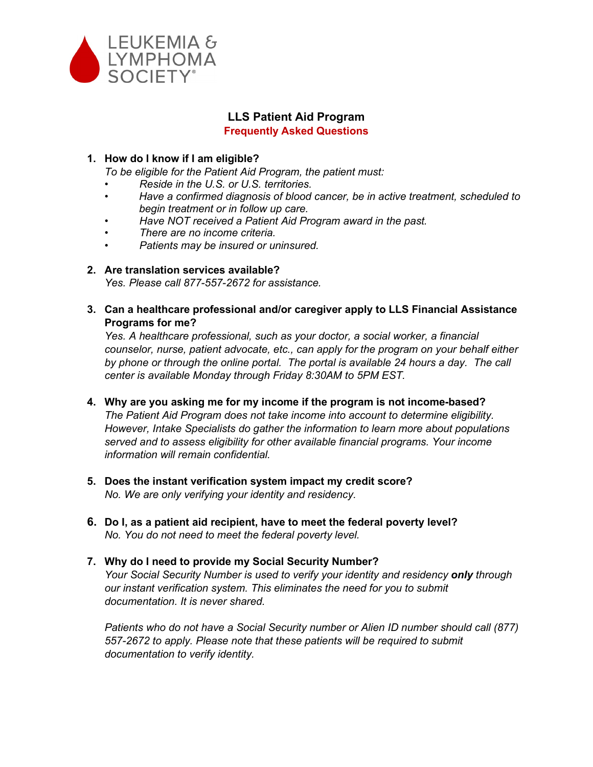LEUKEMIA & LYMPHOMA SOCIETY®

# LLS Patient Aid Program

## Frequently Asked Questions

1. **How do I know if I am eligible?**
   *To be eligible for the Patient Aid Program, the patient must:*
   - *Reside in the U.S. or U.S. territories.*
   - *Have a confirmed diagnosis of blood cancer, be in active treatment, scheduled to begin treatment or in follow up care.*
   - *Have NOT received a Patient Aid Program award in the past.*
   - *There are no income criteria.*
   - *Patients may be insured or uninsured.*

2. **Are translation services available?**
   *Yes. Please call 877-557-2672 for assistance.*

3. **Can a healthcare professional and/or caregiver apply to LLS Financial Assistance Programs for me?**
   *Yes. A healthcare professional, such as your doctor, a social worker, a financial counselor, nurse, patient advocate, etc., can apply for the program on your behalf either by phone or through the online portal. The portal is available 24 hours a day. The call center is available Monday through Friday 8:30AM to 5PM EST.*

4. **Why are you asking me for my income if the program is not income-based?**
   *The Patient Aid Program does not take income into account to determine eligibility. However, Intake Specialists do gather the information to learn more about populations served and to assess eligibility for other available financial programs. Your income information will remain confidential.*

5. **Does the instant verification system impact my credit score?**
   *No. We are only verifying your identity and residency.*

6. **Do I, as a patient aid recipient, have to meet the federal poverty level?**
   *No. You do not need to meet the federal poverty level.*

7. **Why do I need to provide my Social Security Number?**
   *Your Social Security Number is used to verify your identity and residency* ***only*** *through our instant verification system. This eliminates the need for you to submit documentation. It is never shared.*

   *Patients who do not have a Social Security number or Alien ID number should call (877) 557-2672 to apply. Please note that these patients will be required to submit documentation to verify identity.*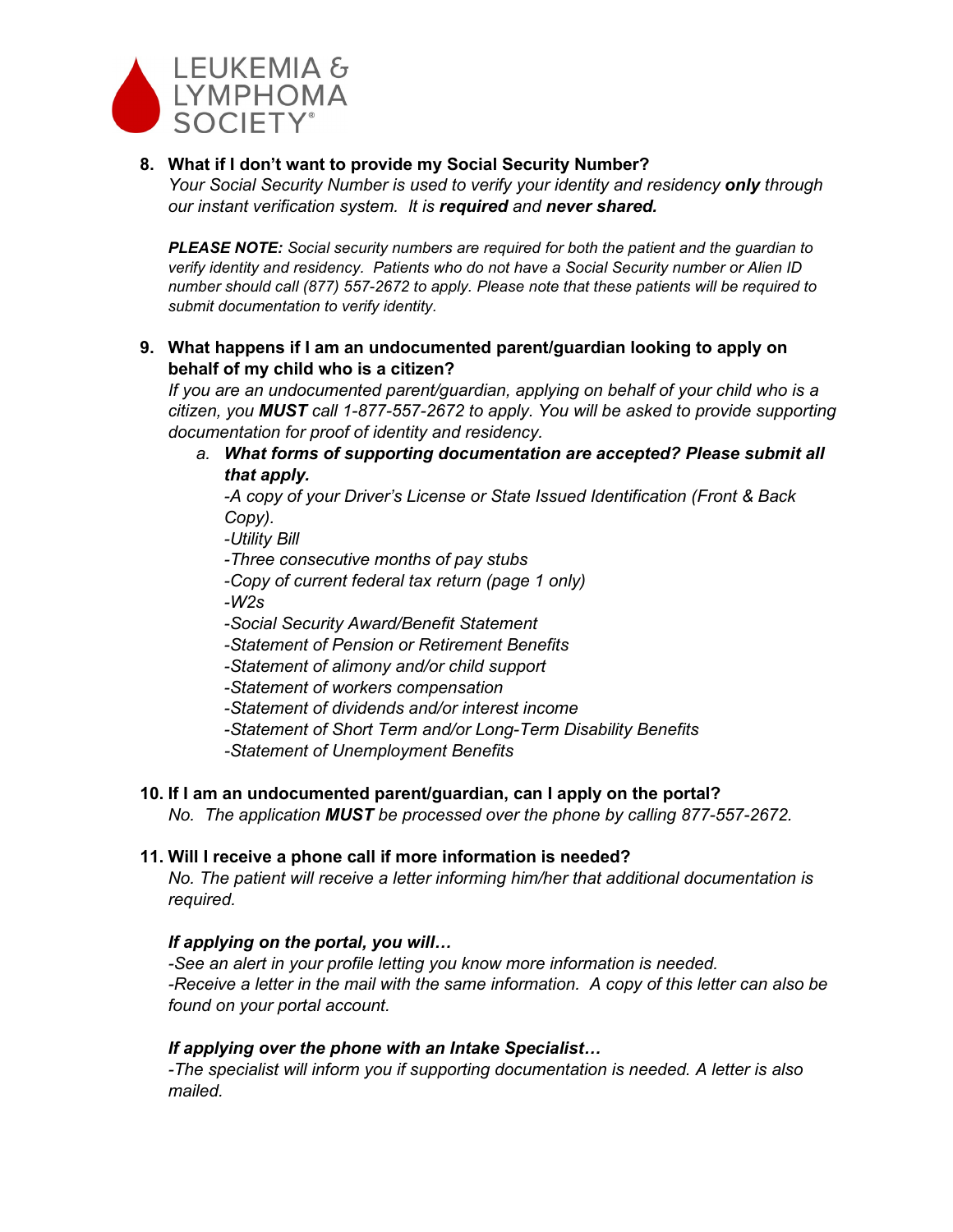**8. What if I don't want to provide my Social Security Number?**

*Your Social Security Number is used to verify your identity and residency **only** through our instant verification system. It is **required** and **never shared.***

***PLEASE NOTE:** Social security numbers are required for both the patient and the guardian to verify identity and residency. Patients who do not have a Social Security number or Alien ID number should call (877) 557-2672 to apply. Please note that these patients will be required to submit documentation to verify identity.*

**9. What happens if I am an undocumented parent/guardian looking to apply on behalf of my child who is a citizen?**

*If you are an undocumented parent/guardian, applying on behalf of your child who is a citizen, you **MUST** call 1-877-557-2672 to apply. You will be asked to provide supporting documentation for proof of identity and residency.*

a. ***What forms of supporting documentation are accepted? Please submit all that apply.***

*-A copy of your Driver's License or State Issued Identification (Front & Back Copy).*
*-Utility Bill*
*-Three consecutive months of pay stubs*
*-Copy of current federal tax return (page 1 only)*
*-W2s*
*-Social Security Award/Benefit Statement*
*-Statement of Pension or Retirement Benefits*
*-Statement of alimony and/or child support*
*-Statement of workers compensation*
*-Statement of dividends and/or interest income*
*-Statement of Short Term and/or Long-Term Disability Benefits*
*-Statement of Unemployment Benefits*

**10. If I am an undocumented parent/guardian, can I apply on the portal?**

*No. The application **MUST** be processed over the phone by calling 877-557-2672.*

**11. Will I receive a phone call if more information is needed?**

*No. The patient will receive a letter informing him/her that additional documentation is required.*

***If applying on the portal, you will…***

*-See an alert in your profile letting you know more information is needed.*
*-Receive a letter in the mail with the same information. A copy of this letter can also be found on your portal account.*

***If applying over the phone with an Intake Specialist…***

*-The specialist will inform you if supporting documentation is needed. A letter is also mailed.*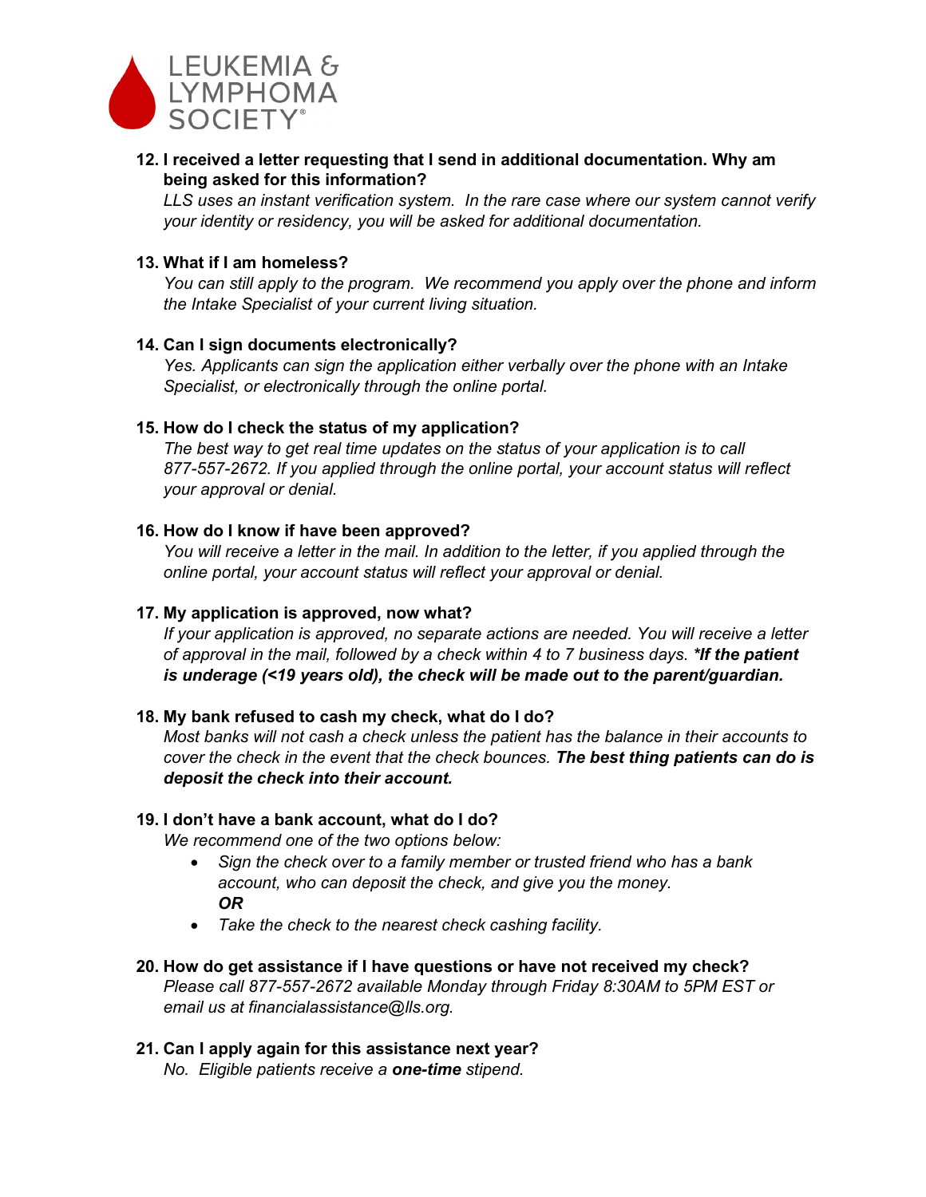**12. I received a letter requesting that I send in additional documentation. Why am being asked for this information?**

*LLS uses an instant verification system. In the rare case where our system cannot verify your identity or residency, you will be asked for additional documentation.*

**13. What if I am homeless?**

*You can still apply to the program. We recommend you apply over the phone and inform the Intake Specialist of your current living situation.*

**14. Can I sign documents electronically?**

*Yes. Applicants can sign the application either verbally over the phone with an Intake Specialist, or electronically through the online portal.*

**15. How do I check the status of my application?**

*The best way to get real time updates on the status of your application is to call 877-557-2672. If you applied through the online portal, your account status will reflect your approval or denial.*

**16. How do I know if have been approved?**

*You will receive a letter in the mail. In addition to the letter, if you applied through the online portal, your account status will reflect your approval or denial.*

**17. My application is approved, now what?**

*If your application is approved, no separate actions are needed. You will receive a letter of approval in the mail, followed by a check within 4 to 7 business days.* ***\*If the patient is underage (<19 years old), the check will be made out to the parent/guardian.***

**18. My bank refused to cash my check, what do I do?**

*Most banks will not cash a check unless the patient has the balance in their accounts to cover the check in the event that the check bounces.* ***The best thing patients can do is deposit the check into their account.***

**19. I don't have a bank account, what do I do?**

*We recommend one of the two options below:*

- *Sign the check over to a family member or trusted friend who has a bank account, who can deposit the check, and give you the money.*
  ***OR***
- *Take the check to the nearest check cashing facility.*

**20. How do get assistance if I have questions or have not received my check?**

*Please call 877-557-2672 available Monday through Friday 8:30AM to 5PM EST or email us at financialassistance@lls.org.*

**21. Can I apply again for this assistance next year?**

*No. Eligible patients receive a* ***one-time*** *stipend.*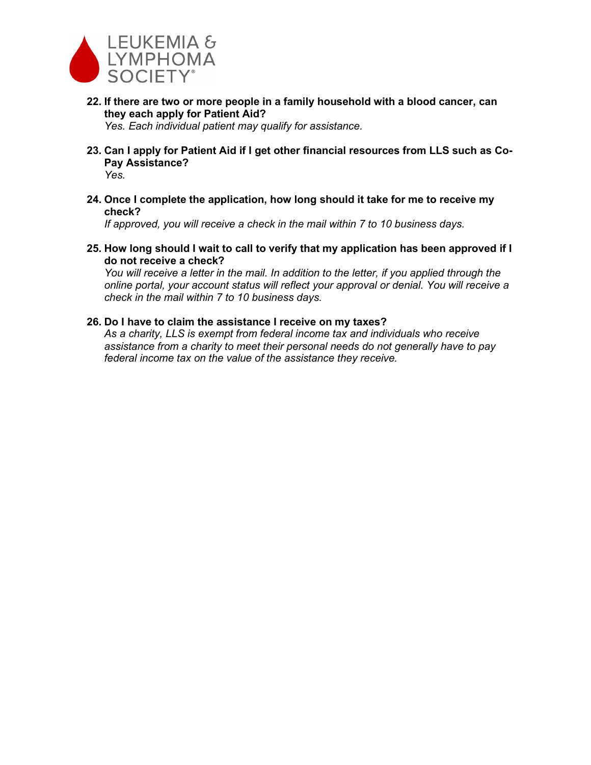22. **If there are two or more people in a family household with a blood cancer, can they each apply for Patient Aid?**
    *Yes. Each individual patient may qualify for assistance.*

23. **Can I apply for Patient Aid if I get other financial resources from LLS such as Co-Pay Assistance?**
    *Yes.*

24. **Once I complete the application, how long should it take for me to receive my check?**
    *If approved, you will receive a check in the mail within 7 to 10 business days.*

25. **How long should I wait to call to verify that my application has been approved if I do not receive a check?**
    *You will receive a letter in the mail. In addition to the letter, if you applied through the online portal, your account status will reflect your approval or denial. You will receive a check in the mail within 7 to 10 business days.*

26. **Do I have to claim the assistance I receive on my taxes?**
    *As a charity, LLS is exempt from federal income tax and individuals who receive assistance from a charity to meet their personal needs do not generally have to pay federal income tax on the value of the assistance they receive.*